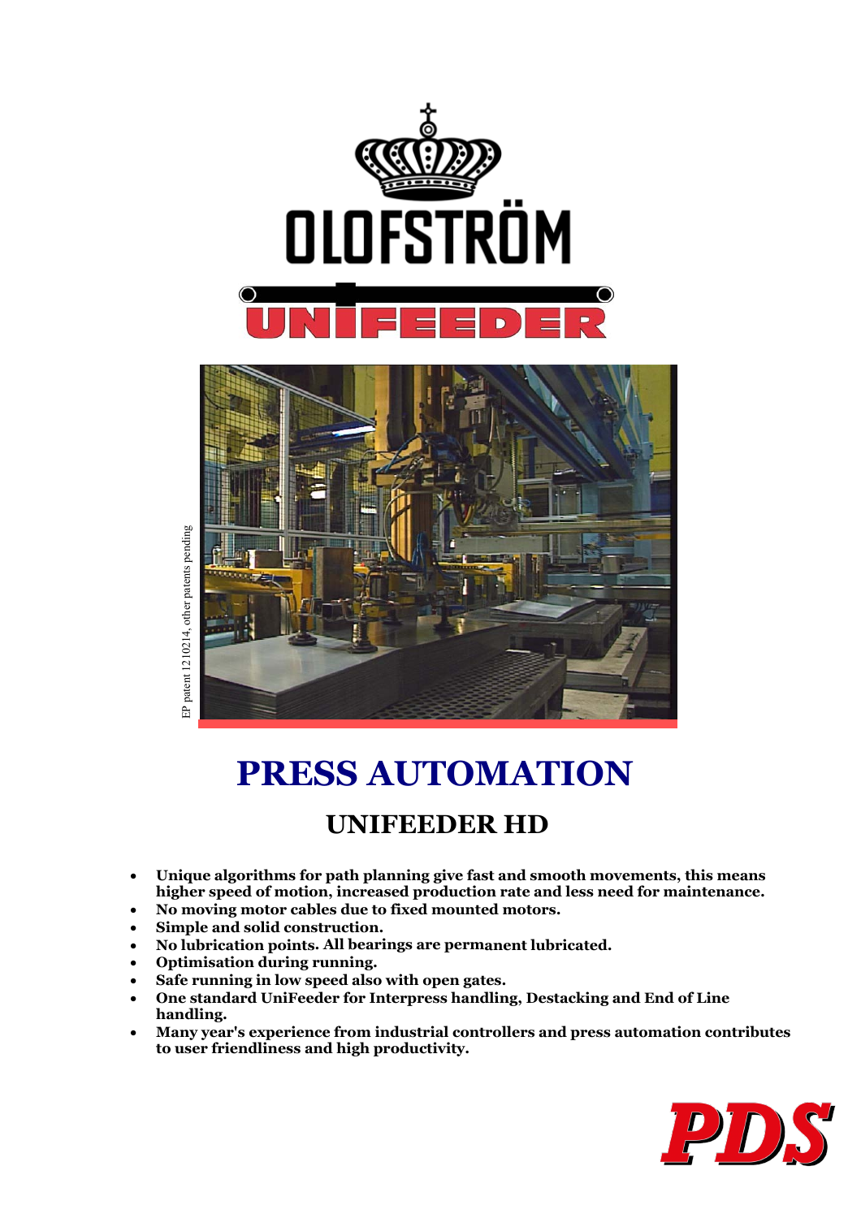OLOFSTRÖM

UNIFEEDER

EP patent 1210214, other patents pending

# PRESS AUTOMATION

## UNIFEEDER HD

- **Unique algorithms for path planning give fast and smooth movements, this means higher speed of motion, increased production rate and less need for maintenance.**
- **No moving motor cables due to fixed mounted motors.**
- **Simple and solid construction.**
- **No lubrication points. All bearings are permanent lubricated.**
- **Optimisation during running.**
- **Safe running in low speed also with open gates.**
- **One standard UniFeeder for Interpress handling, Destacking and End of Line handling.**
- **Many year's experience from industrial controllers and press automation contributes to user friendliness and high productivity.**

PDS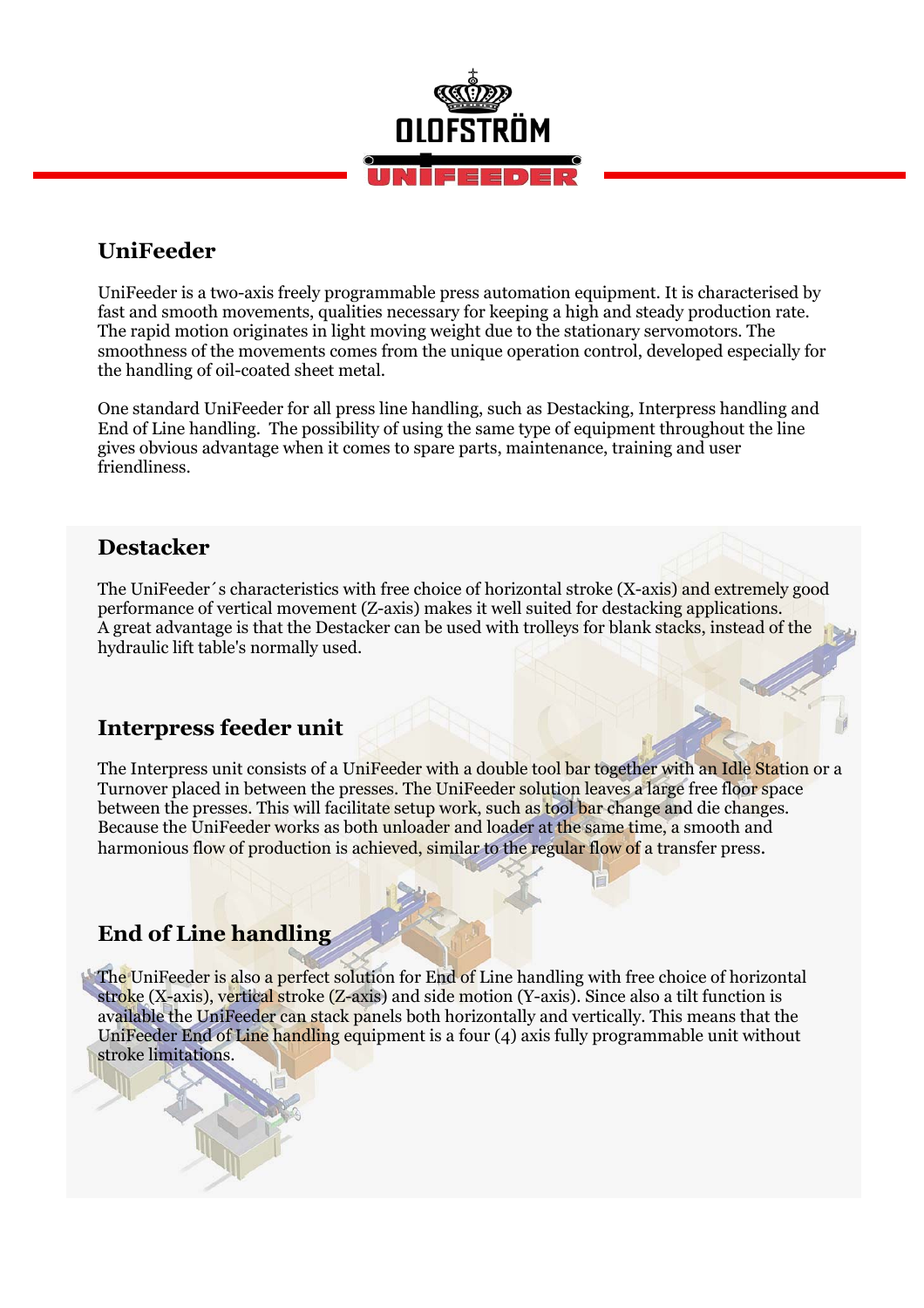# UniFeeder

UniFeeder is a two-axis freely programmable press automation equipment. It is characterised by fast and smooth movements, qualities necessary for keeping a high and steady production rate. The rapid motion originates in light moving weight due to the stationary servomotors. The smoothness of the movements comes from the unique operation control, developed especially for the handling of oil-coated sheet metal.

One standard UniFeeder for all press line handling, such as Destacking, Interpress handling and End of Line handling. The possibility of using the same type of equipment throughout the line gives obvious advantage when it comes to spare parts, maintenance, training and user friendliness.

## Destacker

The UniFeeder´s characteristics with free choice of horizontal stroke (X-axis) and extremely good performance of vertical movement (Z-axis) makes it well suited for destacking applications. A great advantage is that the Destacker can be used with trolleys for blank stacks, instead of the hydraulic lift table's normally used.

## Interpress feeder unit

The Interpress unit consists of a UniFeeder with a double tool bar together with an Idle Station or a Turnover placed in between the presses. The UniFeeder solution leaves a large free floor space between the presses. This will facilitate setup work, such as tool bar change and die changes. Because the UniFeeder works as both unloader and loader at the same time, a smooth and harmonious flow of production is achieved, similar to the regular flow of a transfer press.

## End of Line handling

The UniFeeder is also a perfect solution for End of Line handling with free choice of horizontal stroke (X-axis), vertical stroke (Z-axis) and side motion (Y-axis). Since also a tilt function is available the UniFeeder can stack panels both horizontally and vertically. This means that the UniFeeder End of Line handling equipment is a four (4) axis fully programmable unit without stroke limitations.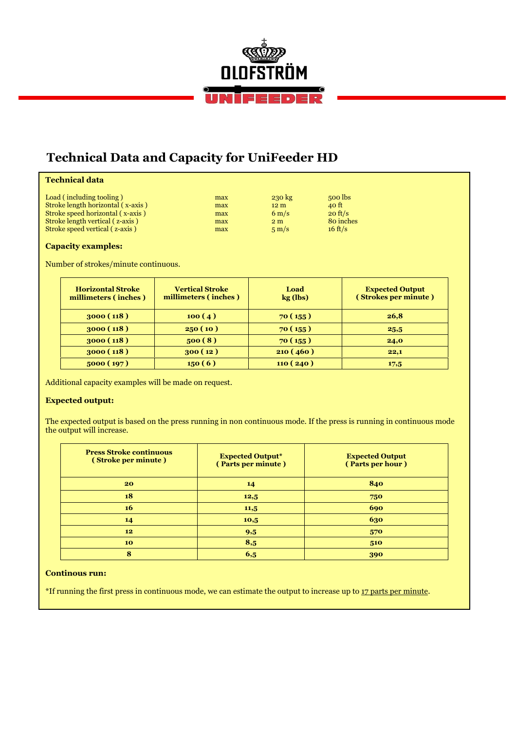OLOFSTRÖM

UNIFEEDER

# Technical Data and Capacity for UniFeeder HD

**Technical data**

| | | | |
|---|---|---|---|
| Load ( including tooling ) | max | 230 kg | 500 lbs |
| Stroke length horizontal ( x-axis ) | max | 12 m | 40 ft |
| Stroke speed horizontal ( x-axis ) | max | 6 m/s | 20 ft/s |
| Stroke length vertical ( z-axis ) | max | 2 m | 80 inches |
| Stroke speed vertical ( z-axis ) | max | 5 m/s | 16 ft/s |

**Capacity examples:**

Number of strokes/minute continuous.

| Horizontal Stroke millimeters ( inches ) | Vertical Stroke millimeters ( inches ) | Load kg (lbs) | Expected Output ( Strokes per minute ) |
|---|---|---|---|
| 3000 ( 118 ) | 100 ( 4 ) | 70 ( 155 ) | 26,8 |
| 3000 ( 118 ) | 250 ( 10 ) | 70 ( 155 ) | 25,5 |
| 3000 ( 118 ) | 500 ( 8 ) | 70 ( 155 ) | 24,0 |
| 3000 ( 118 ) | 300 ( 12 ) | 210 ( 460 ) | 22,1 |
| 5000 ( 197 ) | 150 ( 6 ) | 110 ( 240 ) | 17,5 |

Additional capacity examples will be made on request.

**Expected output:**

The expected output is based on the press running in non continuous mode. If the press is running in continuous mode the output will increase.

| Press Stroke continuous ( Stroke per minute ) | Expected Output* ( Parts per minute ) | Expected Output ( Parts per hour ) |
|---|---|---|
| 20 | 14 | 840 |
| 18 | 12,5 | 750 |
| 16 | 11,5 | 690 |
| 14 | 10,5 | 630 |
| 12 | 9,5 | 570 |
| 10 | 8,5 | 510 |
| 8 | 6,5 | 390 |

**Continous run:**

*If running the first press in continuous mode, we can estimate the output to increase up to 17 parts per minute.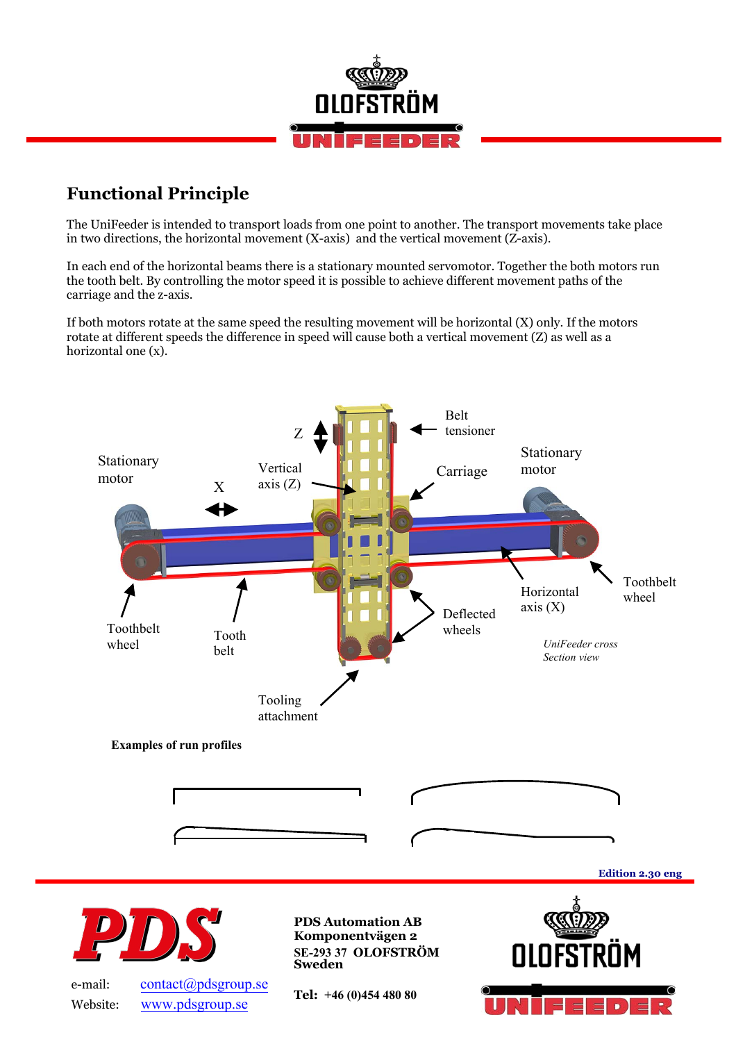## Functional Principle

The UniFeeder is intended to transport loads from one point to another. The transport movements take place in two directions, the horizontal movement (X-axis) and the vertical movement (Z-axis).

In each end of the horizontal beams there is a stationary mounted servomotor. Together the both motors run the tooth belt. By controlling the motor speed it is possible to achieve different movement paths of the carriage and the z-axis.

If both motors rotate at the same speed the resulting movement will be horizontal (X) only. If the motors rotate at different speeds the difference in speed will cause both a vertical movement (Z) as well as a horizontal one (x).

Z

Belt tensioner

Stationary motor

Vertical axis (Z)

X

Carriage

Stationary motor

Toothbelt wheel

Horizontal axis (X)

Deflected wheels

Toothbelt wheel

Tooth belt

*UniFeeder cross Section view*

Tooling attachment

**Examples of run profiles**

**Edition 2.30 eng**

**PDS Automation AB**
**Komponentvägen 2**
**SE-293 37 OLOFSTRÖM**
**Sweden**

e-mail: contact@pdsgroup.se
Website: www.pdsgroup.se

**Tel: +46 (0)454 480 80**